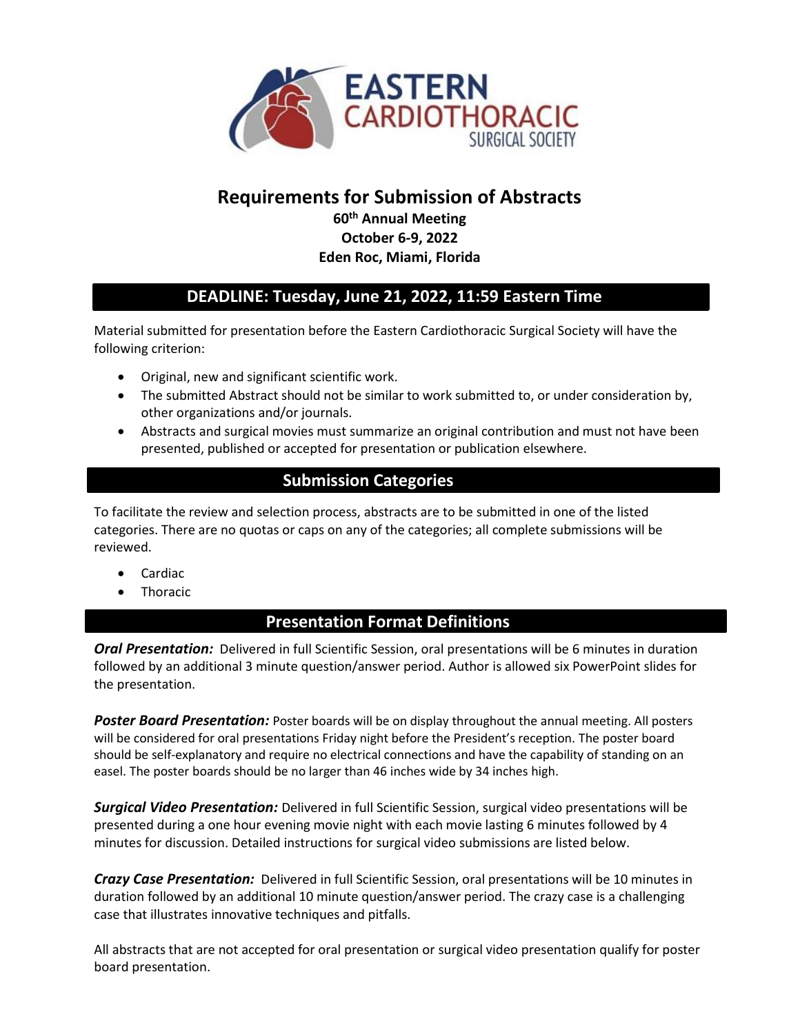# Requirements for Submission of Abstracts

**60th Annual Meeting**
**October 6-9, 2022**
**Eden Roc, Miami, Florida**

## DEADLINE: Tuesday, June 21, 2022, 11:59 Eastern Time

Material submitted for presentation before the Eastern Cardiothoracic Surgical Society will have the following criterion:

- Original, new and significant scientific work.
- The submitted Abstract should not be similar to work submitted to, or under consideration by, other organizations and/or journals.
- Abstracts and surgical movies must summarize an original contribution and must not have been presented, published or accepted for presentation or publication elsewhere.

## Submission Categories

To facilitate the review and selection process, abstracts are to be submitted in one of the listed categories. There are no quotas or caps on any of the categories; all complete submissions will be reviewed.

- Cardiac
- Thoracic

## Presentation Format Definitions

***Oral Presentation:*** Delivered in full Scientific Session, oral presentations will be 6 minutes in duration followed by an additional 3 minute question/answer period. Author is allowed six PowerPoint slides for the presentation.

***Poster Board Presentation:*** Poster boards will be on display throughout the annual meeting. All posters will be considered for oral presentations Friday night before the President's reception. The poster board should be self-explanatory and require no electrical connections and have the capability of standing on an easel. The poster boards should be no larger than 46 inches wide by 34 inches high.

***Surgical Video Presentation:*** Delivered in full Scientific Session, surgical video presentations will be presented during a one hour evening movie night with each movie lasting 6 minutes followed by 4 minutes for discussion. Detailed instructions for surgical video submissions are listed below.

***Crazy Case Presentation:*** Delivered in full Scientific Session, oral presentations will be 10 minutes in duration followed by an additional 10 minute question/answer period. The crazy case is a challenging case that illustrates innovative techniques and pitfalls.

All abstracts that are not accepted for oral presentation or surgical video presentation qualify for poster board presentation.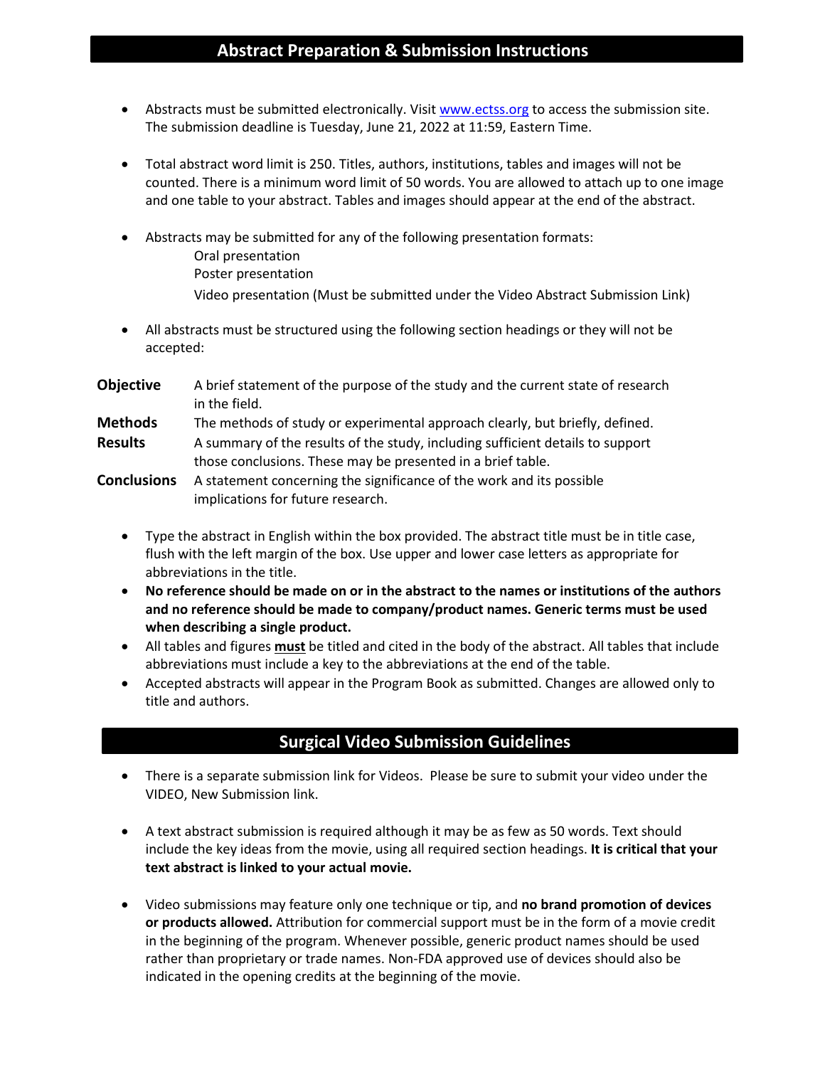## Abstract Preparation & Submission Instructions

- Abstracts must be submitted electronically. Visit [www.ectss.org](www.ectss.org) to access the submission site. The submission deadline is Tuesday, June 21, 2022 at 11:59, Eastern Time.

- Total abstract word limit is 250. Titles, authors, institutions, tables and images will not be counted. There is a minimum word limit of 50 words. You are allowed to attach up to one image and one table to your abstract. Tables and images should appear at the end of the abstract.

- Abstracts may be submitted for any of the following presentation formats:
  - Oral presentation
  - Poster presentation
  - Video presentation (Must be submitted under the Video Abstract Submission Link)

- All abstracts must be structured using the following section headings or they will not be accepted:

| | |
|---|---|
| **Objective** | A brief statement of the purpose of the study and the current state of research in the field. |
| **Methods** | The methods of study or experimental approach clearly, but briefly, defined. |
| **Results** | A summary of the results of the study, including sufficient details to support those conclusions. These may be presented in a brief table. |
| **Conclusions** | A statement concerning the significance of the work and its possible implications for future research. |

- Type the abstract in English within the box provided. The abstract title must be in title case, flush with the left margin of the box. Use upper and lower case letters as appropriate for abbreviations in the title.
- **No reference should be made on or in the abstract to the names or institutions of the authors and no reference should be made to company/product names. Generic terms must be used when describing a single product.**
- All tables and figures **must** be titled and cited in the body of the abstract. All tables that include abbreviations must include a key to the abbreviations at the end of the table.
- Accepted abstracts will appear in the Program Book as submitted. Changes are allowed only to title and authors.

## Surgical Video Submission Guidelines

- There is a separate submission link for Videos. Please be sure to submit your video under the VIDEO, New Submission link.

- A text abstract submission is required although it may be as few as 50 words. Text should include the key ideas from the movie, using all required section headings. **It is critical that your text abstract is linked to your actual movie.**

- Video submissions may feature only one technique or tip, and **no brand promotion of devices or products allowed.** Attribution for commercial support must be in the form of a movie credit in the beginning of the program. Whenever possible, generic product names should be used rather than proprietary or trade names. Non-FDA approved use of devices should also be indicated in the opening credits at the beginning of the movie.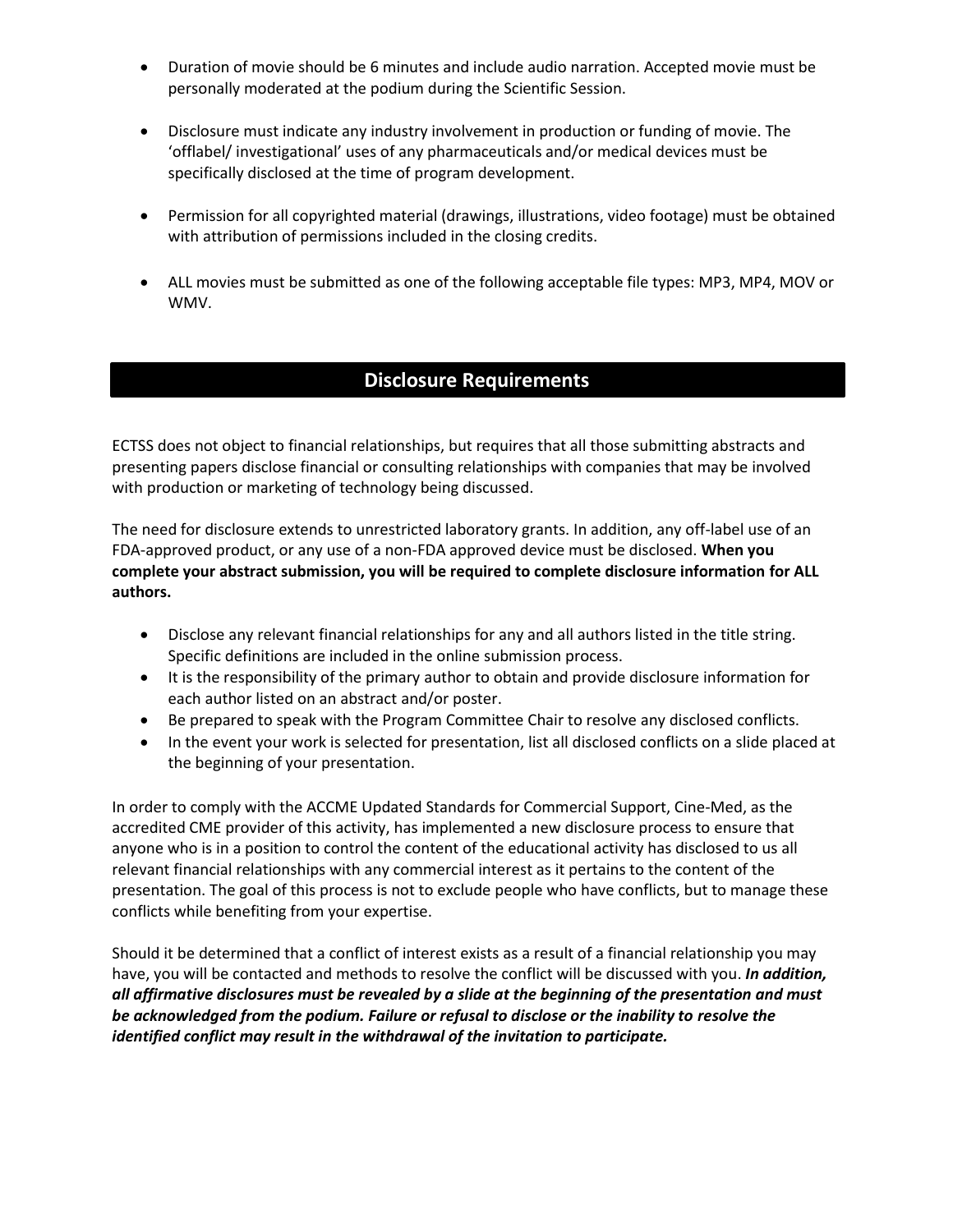- Duration of movie should be 6 minutes and include audio narration. Accepted movie must be personally moderated at the podium during the Scientific Session.

- Disclosure must indicate any industry involvement in production or funding of movie. The 'offlabel/ investigational' uses of any pharmaceuticals and/or medical devices must be specifically disclosed at the time of program development.

- Permission for all copyrighted material (drawings, illustrations, video footage) must be obtained with attribution of permissions included in the closing credits.

- ALL movies must be submitted as one of the following acceptable file types: MP3, MP4, MOV or WMV.

## Disclosure Requirements

ECTSS does not object to financial relationships, but requires that all those submitting abstracts and presenting papers disclose financial or consulting relationships with companies that may be involved with production or marketing of technology being discussed.

The need for disclosure extends to unrestricted laboratory grants. In addition, any off-label use of an FDA-approved product, or any use of a non-FDA approved device must be disclosed. **When you complete your abstract submission, you will be required to complete disclosure information for ALL authors.**

- Disclose any relevant financial relationships for any and all authors listed in the title string. Specific definitions are included in the online submission process.
- It is the responsibility of the primary author to obtain and provide disclosure information for each author listed on an abstract and/or poster.
- Be prepared to speak with the Program Committee Chair to resolve any disclosed conflicts.
- In the event your work is selected for presentation, list all disclosed conflicts on a slide placed at the beginning of your presentation.

In order to comply with the ACCME Updated Standards for Commercial Support, Cine-Med, as the accredited CME provider of this activity, has implemented a new disclosure process to ensure that anyone who is in a position to control the content of the educational activity has disclosed to us all relevant financial relationships with any commercial interest as it pertains to the content of the presentation. The goal of this process is not to exclude people who have conflicts, but to manage these conflicts while benefiting from your expertise.

Should it be determined that a conflict of interest exists as a result of a financial relationship you may have, you will be contacted and methods to resolve the conflict will be discussed with you. ***In addition, all affirmative disclosures must be revealed by a slide at the beginning of the presentation and must be acknowledged from the podium. Failure or refusal to disclose or the inability to resolve the identified conflict may result in the withdrawal of the invitation to participate.***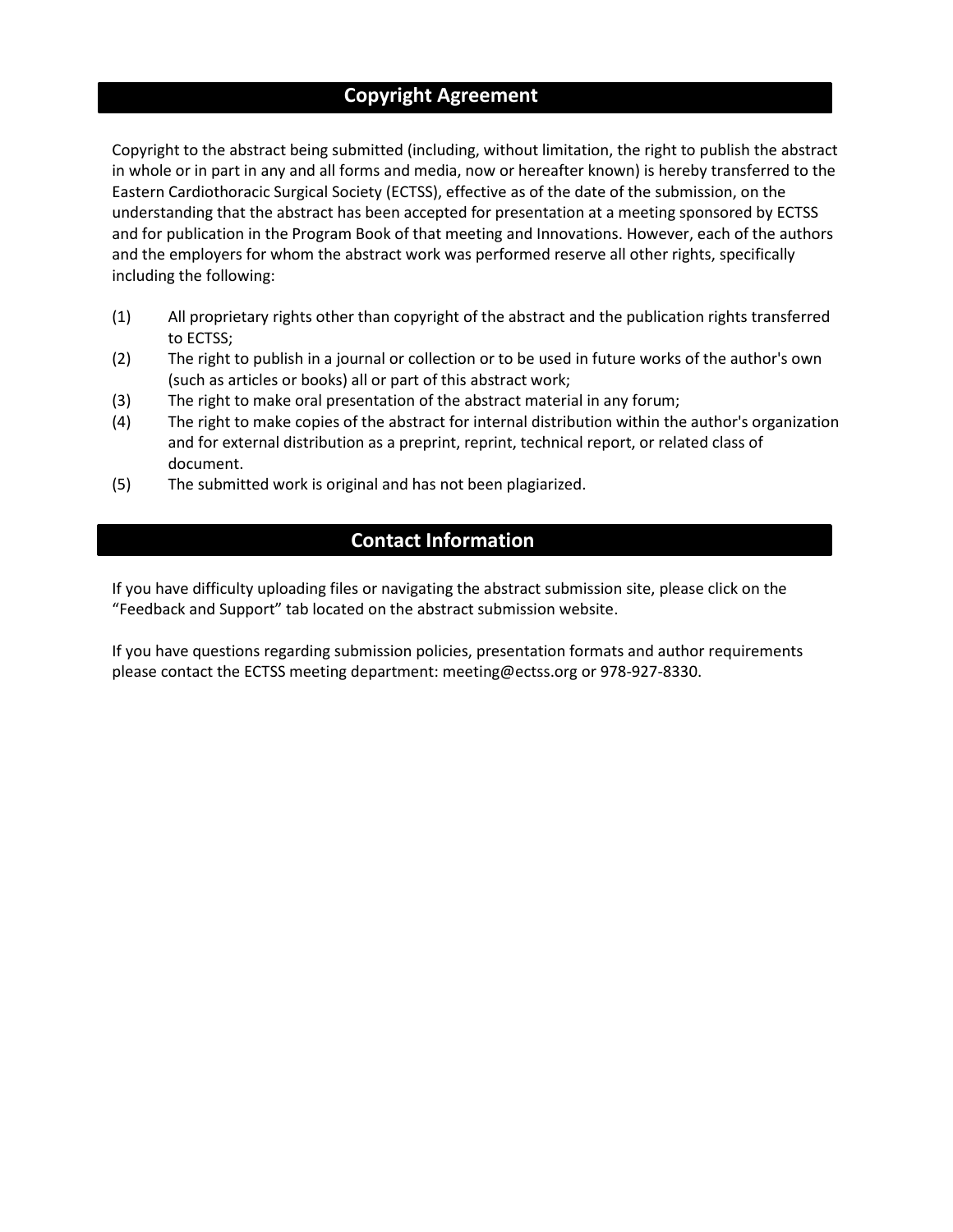## Copyright Agreement

Copyright to the abstract being submitted (including, without limitation, the right to publish the abstract in whole or in part in any and all forms and media, now or hereafter known) is hereby transferred to the Eastern Cardiothoracic Surgical Society (ECTSS), effective as of the date of the submission, on the understanding that the abstract has been accepted for presentation at a meeting sponsored by ECTSS and for publication in the Program Book of that meeting and Innovations. However, each of the authors and the employers for whom the abstract work was performed reserve all other rights, specifically including the following:

(1) All proprietary rights other than copyright of the abstract and the publication rights transferred to ECTSS;

(2) The right to publish in a journal or collection or to be used in future works of the author's own (such as articles or books) all or part of this abstract work;

(3) The right to make oral presentation of the abstract material in any forum;

(4) The right to make copies of the abstract for internal distribution within the author's organization and for external distribution as a preprint, reprint, technical report, or related class of document.

(5) The submitted work is original and has not been plagiarized.

## Contact Information

If you have difficulty uploading files or navigating the abstract submission site, please click on the "Feedback and Support" tab located on the abstract submission website.

If you have questions regarding submission policies, presentation formats and author requirements please contact the ECTSS meeting department: meeting@ectss.org or 978-927-8330.